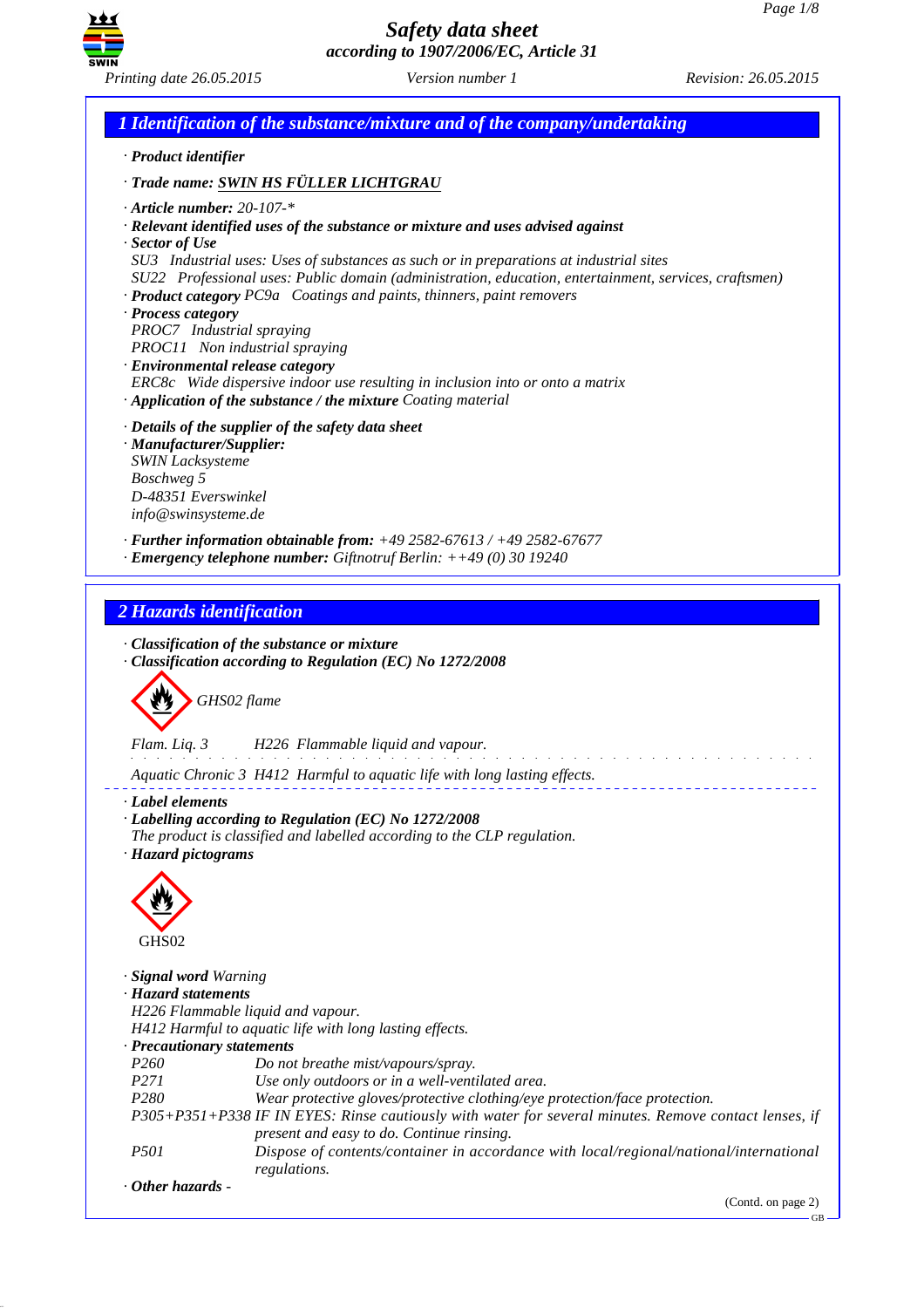# Safety data sheet
*according to 1907/2006/EC, Article 31*

*Printing date 26.05.2015* *Version number 1* *Revision: 26.05.2015*

## 1 Identification of the substance/mixture and of the company/undertaking

· **Product identifier**

· **Trade name: SWIN HS FÜLLER LICHTGRAU**

· **Article number:** 20-107-*

· **Relevant identified uses of the substance or mixture and uses advised against**

· **Sector of Use**
SU3 Industrial uses: Uses of substances as such or in preparations at industrial sites
SU22 Professional uses: Public domain (administration, education, entertainment, services, craftsmen)

· **Product category** PC9a Coatings and paints, thinners, paint removers

· **Process category**
PROC7 Industrial spraying
PROC11 Non industrial spraying

· **Environmental release category**
ERC8c Wide dispersive indoor use resulting in inclusion into or onto a matrix

· **Application of the substance / the mixture** Coating material

· **Details of the supplier of the safety data sheet**

· **Manufacturer/Supplier:**
SWIN Lacksysteme
Boschweg 5
D-48351 Everswinkel
info@swinsysteme.de

· **Further information obtainable from:** +49 2582-67613 / +49 2582-67677

· **Emergency telephone number:** Giftnotruf Berlin: ++49 (0) 30 19240

## 2 Hazards identification

· **Classification of the substance or mixture**

· **Classification according to Regulation (EC) No 1272/2008**

GHS02 flame

Flam. Liq. 3 H226 Flammable liquid and vapour.

Aquatic Chronic 3 H412 Harmful to aquatic life with long lasting effects.

· **Label elements**

· **Labelling according to Regulation (EC) No 1272/2008**
The product is classified and labelled according to the CLP regulation.

· **Hazard pictograms**

GHS02

· **Signal word** Warning

· **Hazard statements**
H226 Flammable liquid and vapour.
H412 Harmful to aquatic life with long lasting effects.

· **Precautionary statements**

| | |
|---|---|
| P260 | Do not breathe mist/vapours/spray. |
| P271 | Use only outdoors or in a well-ventilated area. |
| P280 | Wear protective gloves/protective clothing/eye protection/face protection. |
| P305+P351+P338 | IF IN EYES: Rinse cautiously with water for several minutes. Remove contact lenses, if present and easy to do. Continue rinsing. |
| P501 | Dispose of contents/container in accordance with local/regional/national/international regulations. |

· **Other hazards** -

(Contd. on page 2)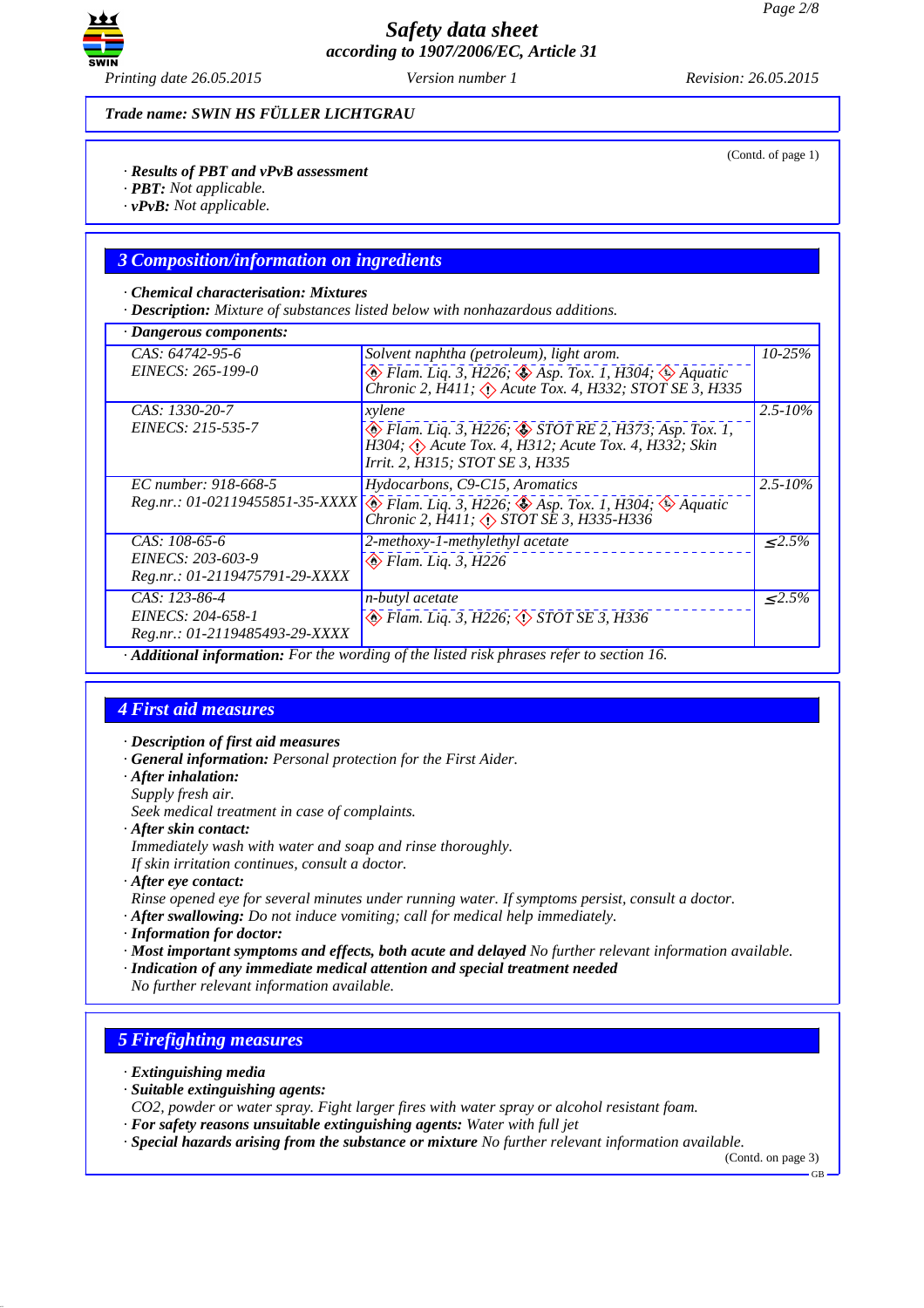Trade name: SWIN HS FÜLLER LICHTGRAU

(Contd. of page 1)

· **Results of PBT and vPvB assessment**
· **PBT:** Not applicable.
· **vPvB:** Not applicable.

## 3 Composition/information on ingredients

· **Chemical characterisation: Mixtures**
· **Description:** Mixture of substances listed below with nonhazardous additions.

· **Dangerous components:**

| Identifiers | Substance / Classification | Content |
|---|---|---|
| CAS: 64742-95-6<br>EINECS: 265-199-0 | Solvent naphtha (petroleum), light arom.<br>Flam. Liq. 3, H226; Asp. Tox. 1, H304; Aquatic Chronic 2, H411; Acute Tox. 4, H332; STOT SE 3, H335 | 10-25% |
| CAS: 1330-20-7<br>EINECS: 215-535-7 | xylene<br>Flam. Liq. 3, H226; STOT RE 2, H373; Asp. Tox. 1, H304; Acute Tox. 4, H312; Acute Tox. 4, H332; Skin Irrit. 2, H315; STOT SE 3, H335 | 2.5-10% |
| EC number: 918-668-5<br>Reg.nr.: 01-02119455851-35-XXXX | Hydocarbons, C9-C15, Aromatics<br>Flam. Liq. 3, H226; Asp. Tox. 1, H304; Aquatic Chronic 2, H411; STOT SE 3, H335-H336 | 2.5-10% |
| CAS: 108-65-6<br>EINECS: 203-603-9<br>Reg.nr.: 01-2119475791-29-XXXX | 2-methoxy-1-methylethyl acetate<br>Flam. Liq. 3, H226 | ≤2.5% |
| CAS: 123-86-4<br>EINECS: 204-658-1<br>Reg.nr.: 01-2119485493-29-XXXX | n-butyl acetate<br>Flam. Liq. 3, H226; STOT SE 3, H336 | ≤2.5% |

· **Additional information:** For the wording of the listed risk phrases refer to section 16.

## 4 First aid measures

· **Description of first aid measures**
· **General information:** Personal protection for the First Aider.
· **After inhalation:**
Supply fresh air.
Seek medical treatment in case of complaints.
· **After skin contact:**
Immediately wash with water and soap and rinse thoroughly.
If skin irritation continues, consult a doctor.
· **After eye contact:**
Rinse opened eye for several minutes under running water. If symptoms persist, consult a doctor.
· **After swallowing:** Do not induce vomiting; call for medical help immediately.
· **Information for doctor:**
· **Most important symptoms and effects, both acute and delayed** No further relevant information available.
· **Indication of any immediate medical attention and special treatment needed**
No further relevant information available.

## 5 Firefighting measures

· **Extinguishing media**
· **Suitable extinguishing agents:**
CO2, powder or water spray. Fight larger fires with water spray or alcohol resistant foam.
· **For safety reasons unsuitable extinguishing agents:** Water with full jet
· **Special hazards arising from the substance or mixture** No further relevant information available.

(Contd. on page 3)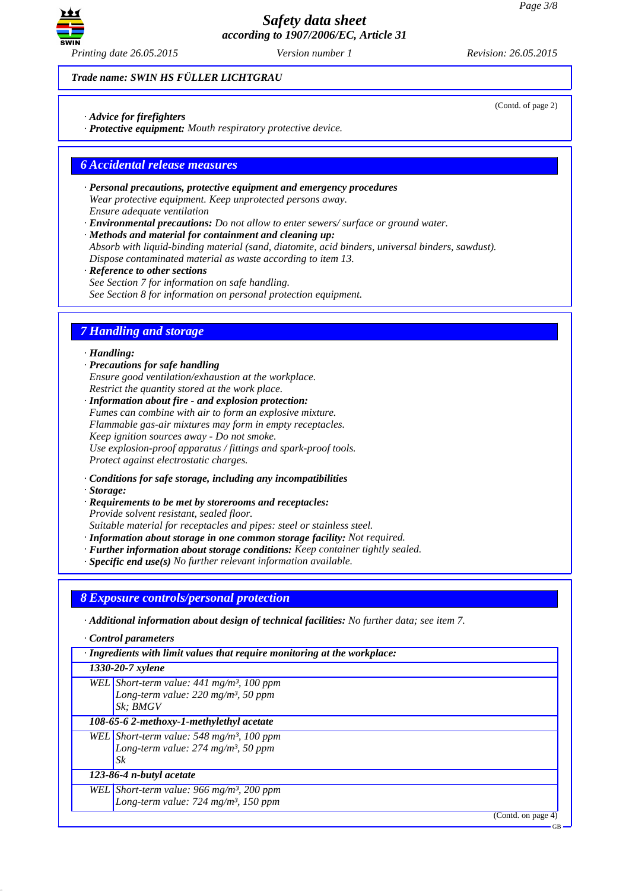Trade name: SWIN HS FÜLLER LICHTGRAU

(Contd. of page 2)

· **Advice for firefighters**
· **Protective equipment:** Mouth respiratory protective device.

## 6 Accidental release measures

· **Personal precautions, protective equipment and emergency procedures**
Wear protective equipment. Keep unprotected persons away.
Ensure adequate ventilation
· **Environmental precautions:** Do not allow to enter sewers/ surface or ground water.
· **Methods and material for containment and cleaning up:**
Absorb with liquid-binding material (sand, diatomite, acid binders, universal binders, sawdust).
Dispose contaminated material as waste according to item 13.
· **Reference to other sections**
See Section 7 for information on safe handling.
See Section 8 for information on personal protection equipment.

## 7 Handling and storage

· **Handling:**
· **Precautions for safe handling**
Ensure good ventilation/exhaustion at the workplace.
Restrict the quantity stored at the work place.
· **Information about fire - and explosion protection:**
Fumes can combine with air to form an explosive mixture.
Flammable gas-air mixtures may form in empty receptacles.
Keep ignition sources away - Do not smoke.
Use explosion-proof apparatus / fittings and spark-proof tools.
Protect against electrostatic charges.

· **Conditions for safe storage, including any incompatibilities**
· **Storage:**
· **Requirements to be met by storerooms and receptacles:**
Provide solvent resistant, sealed floor.
Suitable material for receptacles and pipes: steel or stainless steel.
· **Information about storage in one common storage facility:** Not required.
· **Further information about storage conditions:** Keep container tightly sealed.
· **Specific end use(s)** No further relevant information available.

## 8 Exposure controls/personal protection

· **Additional information about design of technical facilities:** No further data; see item 7.

· **Control parameters**

| · Ingredients with limit values that require monitoring at the workplace: | |
|---|---|
| **1330-20-7 xylene** | |
| WEL | Short-term value: 441 mg/m³, 100 ppm<br>Long-term value: 220 mg/m³, 50 ppm<br>Sk; BMGV |
| **108-65-6 2-methoxy-1-methylethyl acetate** | |
| WEL | Short-term value: 548 mg/m³, 100 ppm<br>Long-term value: 274 mg/m³, 50 ppm<br>Sk |
| **123-86-4 n-butyl acetate** | |
| WEL | Short-term value: 966 mg/m³, 200 ppm<br>Long-term value: 724 mg/m³, 150 ppm |

(Contd. on page 4)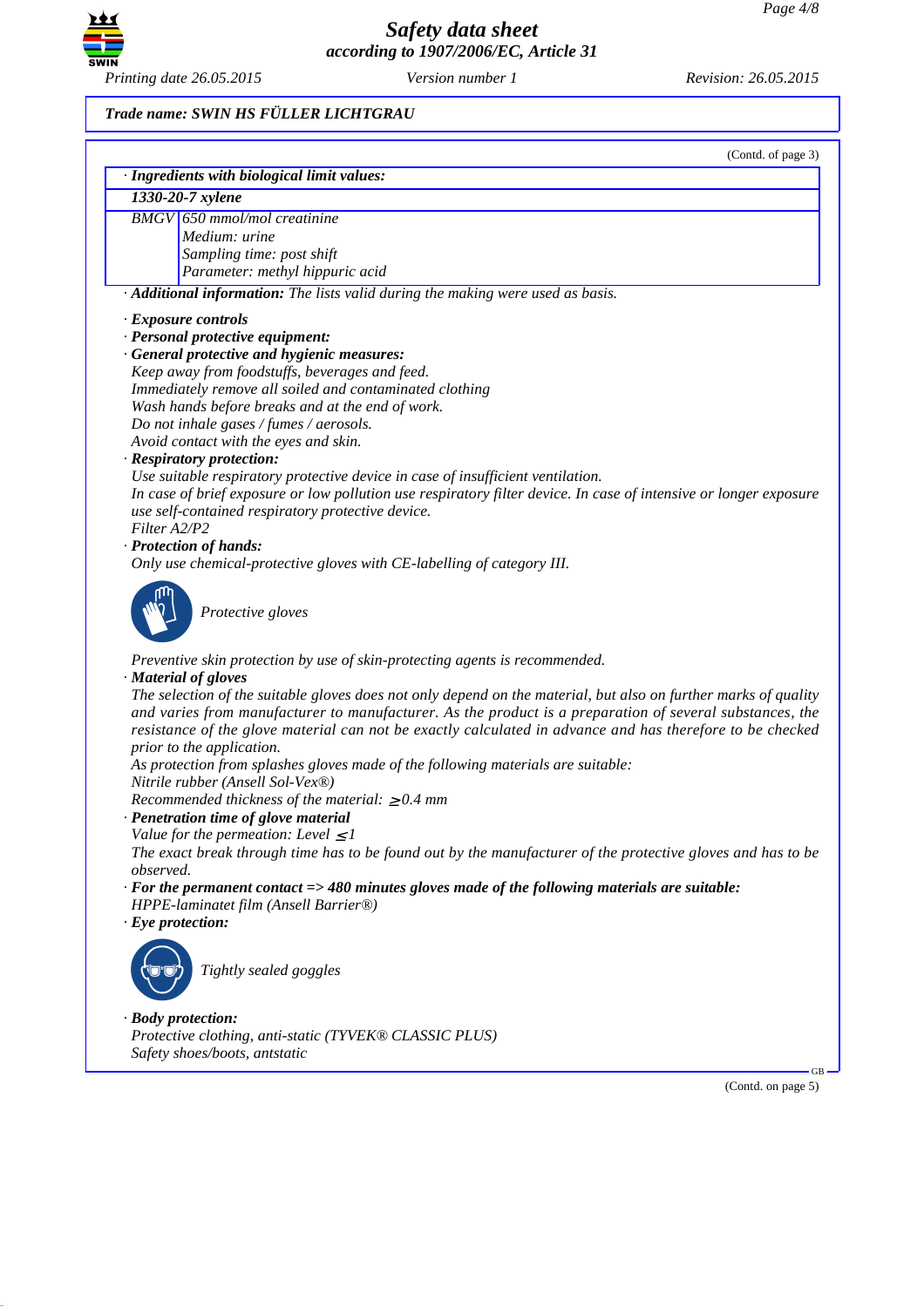**Trade name: SWIN HS FÜLLER LICHTGRAU**

(Contd. of page 3)

| · Ingredients with biological limit values: | |
|---|---|
| **1330-20-7 xylene** | |
| BMGV | 650 mmol/mol creatinine<br>Medium: urine<br>Sampling time: post shift<br>Parameter: methyl hippuric acid |

· **Additional information:** The lists valid during the making were used as basis.

· **Exposure controls**
· **Personal protective equipment:**
· **General protective and hygienic measures:**
Keep away from foodstuffs, beverages and feed.
Immediately remove all soiled and contaminated clothing
Wash hands before breaks and at the end of work.
Do not inhale gases / fumes / aerosols.
Avoid contact with the eyes and skin.
· **Respiratory protection:**
Use suitable respiratory protective device in case of insufficient ventilation.
In case of brief exposure or low pollution use respiratory filter device. In case of intensive or longer exposure use self-contained respiratory protective device.
Filter A2/P2
· **Protection of hands:**
Only use chemical-protective gloves with CE-labelling of category III.

Protective gloves

Preventive skin protection by use of skin-protecting agents is recommended.
· **Material of gloves**
The selection of the suitable gloves does not only depend on the material, but also on further marks of quality and varies from manufacturer to manufacturer. As the product is a preparation of several substances, the resistance of the glove material can not be exactly calculated in advance and has therefore to be checked prior to the application.
As protection from splashes gloves made of the following materials are suitable:
Nitrile rubber (Ansell Sol-Vex®)
Recommended thickness of the material: ≥ 0.4 mm
· **Penetration time of glove material**
Value for the permeation: Level ≤ 1
The exact break through time has to be found out by the manufacturer of the protective gloves and has to be observed.
· **For the permanent contact => 480 minutes gloves made of the following materials are suitable:**
HPPE-laminatet film (Ansell Barrier®)
· **Eye protection:**

Tightly sealed goggles

· **Body protection:**
Protective clothing, anti-static (TYVEK® CLASSIC PLUS)
Safety shoes/boots, antstatic

(Contd. on page 5)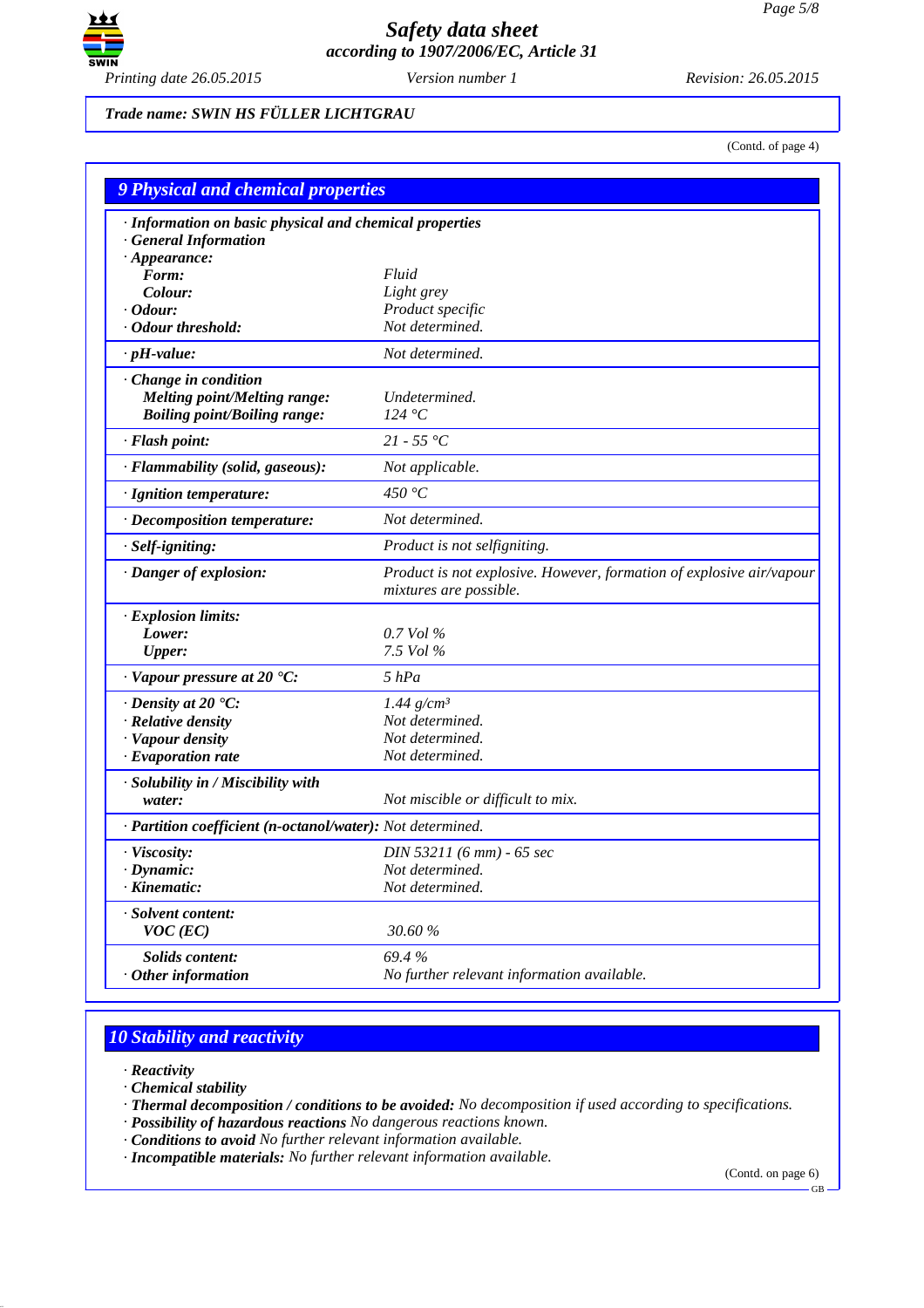*Trade name: SWIN HS FÜLLER LICHTGRAU*

(Contd. of page 4)

## 9 Physical and chemical properties

| | |
|---|---|
| **· Information on basic physical and chemical properties** | |
| **· General Information** | |
| **· Appearance:** | |
| **Form:** | Fluid |
| **Colour:** | Light grey |
| **· Odour:** | Product specific |
| **· Odour threshold:** | Not determined. |
| **· pH-value:** | Not determined. |
| **· Change in condition** | |
| **Melting point/Melting range:** | Undetermined. |
| **Boiling point/Boiling range:** | 124 °C |
| **· Flash point:** | 21 - 55 °C |
| **· Flammability (solid, gaseous):** | Not applicable. |
| **· Ignition temperature:** | 450 °C |
| **· Decomposition temperature:** | Not determined. |
| **· Self-igniting:** | Product is not selfigniting. |
| **· Danger of explosion:** | Product is not explosive. However, formation of explosive air/vapour mixtures are possible. |
| **· Explosion limits:** | |
| **Lower:** | 0.7 Vol % |
| **Upper:** | 7.5 Vol % |
| **· Vapour pressure at 20 °C:** | 5 hPa |
| **· Density at 20 °C:** | 1.44 g/cm³ |
| **· Relative density** | Not determined. |
| **· Vapour density** | Not determined. |
| **· Evaporation rate** | Not determined. |
| **· Solubility in / Miscibility with water:** | Not miscible or difficult to mix. |
| **· Partition coefficient (n-octanol/water):** | Not determined. |
| **· Viscosity:** | DIN 53211 (6 mm) - 65 sec |
| **· Dynamic:** | Not determined. |
| **· Kinematic:** | Not determined. |
| **· Solvent content:** | |
| **VOC (EC)** | 30.60 % |
| **Solids content:** | 69.4 % |
| **· Other information** | No further relevant information available. |

## 10 Stability and reactivity

- **Reactivity**
- **Chemical stability**
- **Thermal decomposition / conditions to be avoided:** No decomposition if used according to specifications.
- **Possibility of hazardous reactions** No dangerous reactions known.
- **Conditions to avoid** No further relevant information available.
- **Incompatible materials:** No further relevant information available.

(Contd. on page 6)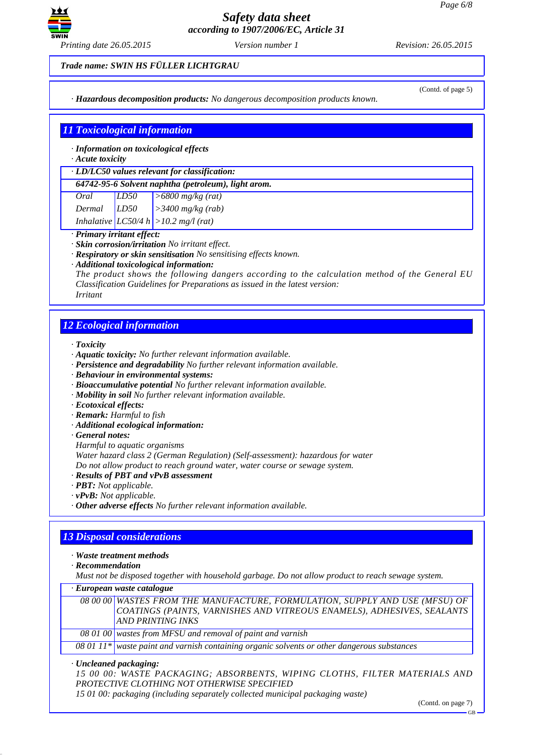*Trade name: SWIN HS FÜLLER LICHTGRAU*

(Contd. of page 5)

· **Hazardous decomposition products:** No dangerous decomposition products known.

## 11 Toxicological information

· **Information on toxicological effects**
· **Acute toxicity**

| · **LD/LC50 values relevant for classification:** | | |
|---|---|---|
| **64742-95-6 Solvent naphtha (petroleum), light arom.** | | |
| Oral | LD50 | >6800 mg/kg (rat) |
| Dermal | LD50 | >3400 mg/kg (rab) |
| Inhalative | LC50/4 h | >10.2 mg/l (rat) |

· **Primary irritant effect:**
· **Skin corrosion/irritation** No irritant effect.
· **Respiratory or skin sensitisation** No sensitising effects known.
· **Additional toxicological information:**
The product shows the following dangers according to the calculation method of the General EU Classification Guidelines for Preparations as issued in the latest version:
Irritant

## 12 Ecological information

· **Toxicity**
· **Aquatic toxicity:** No further relevant information available.
· **Persistence and degradability** No further relevant information available.
· **Behaviour in environmental systems:**
· **Bioaccumulative potential** No further relevant information available.
· **Mobility in soil** No further relevant information available.
· **Ecotoxical effects:**
· **Remark:** Harmful to fish
· **Additional ecological information:**
· **General notes:**
Harmful to aquatic organisms
Water hazard class 2 (German Regulation) (Self-assessment): hazardous for water
Do not allow product to reach ground water, water course or sewage system.
· **Results of PBT and vPvB assessment**
· **PBT:** Not applicable.
· **vPvB:** Not applicable.
· **Other adverse effects** No further relevant information available.

## 13 Disposal considerations

· **Waste treatment methods**
· **Recommendation**
Must not be disposed together with household garbage. Do not allow product to reach sewage system.

| · **European waste catalogue** | |
|---|---|
| 08 00 00 | WASTES FROM THE MANUFACTURE, FORMULATION, SUPPLY AND USE (MFSU) OF COATINGS (PAINTS, VARNISHES AND VITREOUS ENAMELS), ADHESIVES, SEALANTS AND PRINTING INKS |
| 08 01 00 | wastes from MFSU and removal of paint and varnish |
| 08 01 11* | waste paint and varnish containing organic solvents or other dangerous substances |

· **Uncleaned packaging:**
15 00 00: WASTE PACKAGING; ABSORBENTS, WIPING CLOTHS, FILTER MATERIALS AND PROTECTIVE CLOTHING NOT OTHERWISE SPECIFIED
15 01 00: packaging (including separately collected municipal packaging waste)

(Contd. on page 7)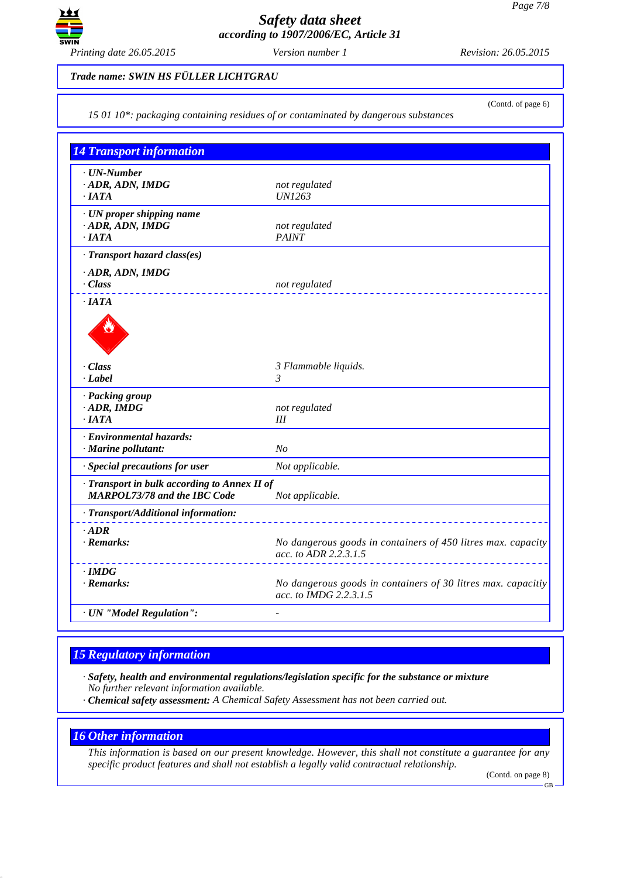**Trade name: SWIN HS FÜLLER LICHTGRAU**

(Contd. of page 6)

*15 01 10\*: packaging containing residues of or contaminated by dangerous substances*

## 14 Transport information

| | |
|---|---|
| **· UN-Number** | |
| **· ADR, ADN, IMDG** | not regulated |
| **· IATA** | UN1263 |
| **· UN proper shipping name** | |
| **· ADR, ADN, IMDG** | not regulated |
| **· IATA** | PAINT |
| **· Transport hazard class(es)** | |
| **· ADR, ADN, IMDG** | |
| **· Class** | not regulated |
| **· IATA** | |
| **· Class** | 3 Flammable liquids. |
| **· Label** | 3 |
| **· Packing group** | |
| **· ADR, IMDG** | not regulated |
| **· IATA** | III |
| **· Environmental hazards:** | |
| **· Marine pollutant:** | No |
| **· Special precautions for user** | Not applicable. |
| **· Transport in bulk according to Annex II of MARPOL73/78 and the IBC Code** | Not applicable. |
| **· Transport/Additional information:** | |
| **· ADR** | |
| **· Remarks:** | No dangerous goods in containers of 450 litres max. capacity acc. to ADR 2.2.3.1.5 |
| **· IMDG** | |
| **· Remarks:** | No dangerous goods in containers of 30 litres max. capacitiy acc. to IMDG 2.2.3.1.5 |
| **· UN "Model Regulation":** | - |

## 15 Regulatory information

**· Safety, health and environmental regulations/legislation specific for the substance or mixture**
No further relevant information available.
**· Chemical safety assessment:** A Chemical Safety Assessment has not been carried out.

## 16 Other information

This information is based on our present knowledge. However, this shall not constitute a guarantee for any specific product features and shall not establish a legally valid contractual relationship.

(Contd. on page 8)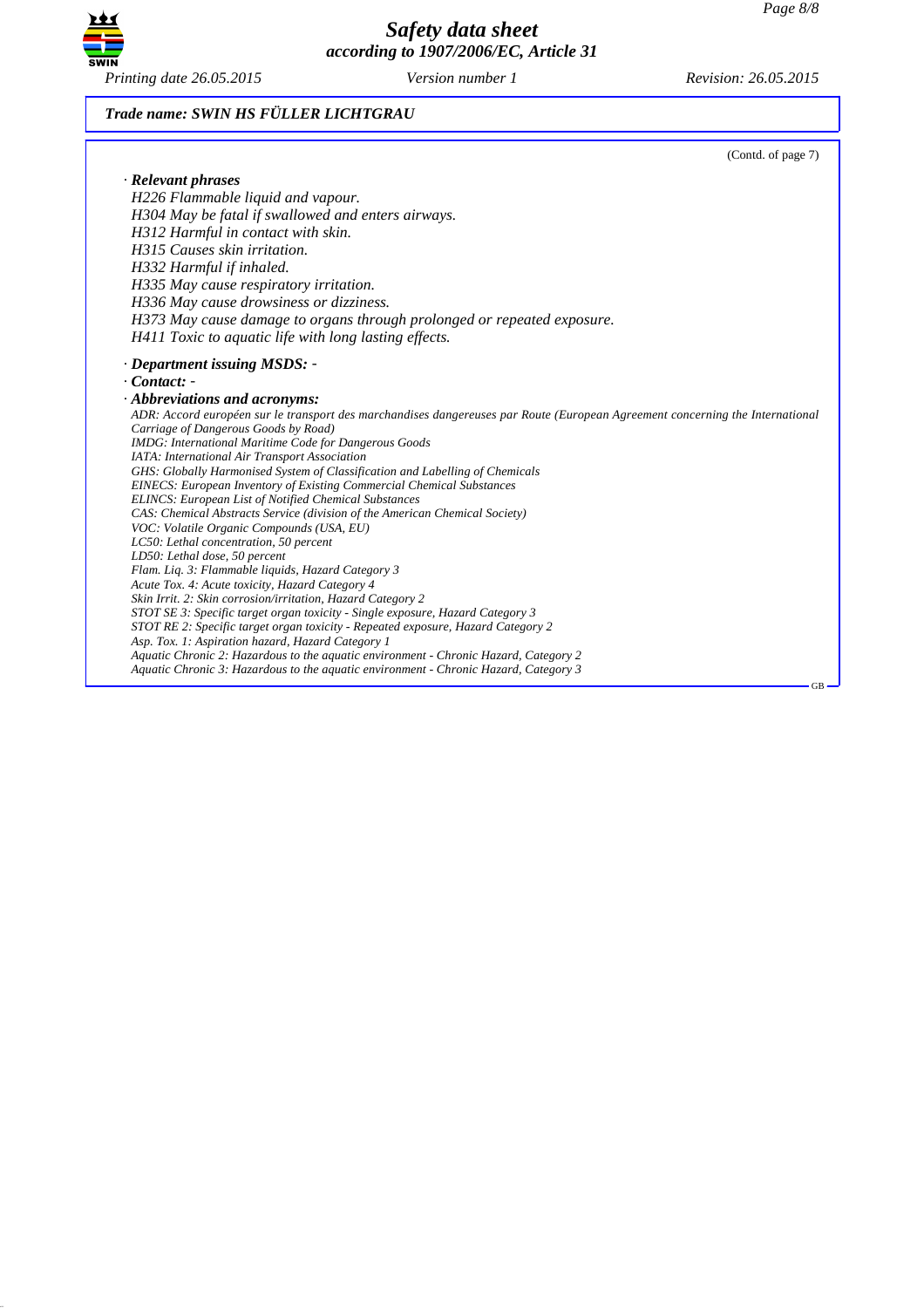*Trade name: SWIN HS FÜLLER LICHTGRAU*

(Contd. of page 7)

· ***Relevant phrases***

*H226 Flammable liquid and vapour.*
*H304 May be fatal if swallowed and enters airways.*
*H312 Harmful in contact with skin.*
*H315 Causes skin irritation.*
*H332 Harmful if inhaled.*
*H335 May cause respiratory irritation.*
*H336 May cause drowsiness or dizziness.*
*H373 May cause damage to organs through prolonged or repeated exposure.*
*H411 Toxic to aquatic life with long lasting effects.*

· ***Department issuing MSDS:*** -

· ***Contact:*** -

· ***Abbreviations and acronyms:***

*ADR: Accord européen sur le transport des marchandises dangereuses par Route (European Agreement concerning the International Carriage of Dangerous Goods by Road)*
*IMDG: International Maritime Code for Dangerous Goods*
*IATA: International Air Transport Association*
*GHS: Globally Harmonised System of Classification and Labelling of Chemicals*
*EINECS: European Inventory of Existing Commercial Chemical Substances*
*ELINCS: European List of Notified Chemical Substances*
*CAS: Chemical Abstracts Service (division of the American Chemical Society)*
*VOC: Volatile Organic Compounds (USA, EU)*
*LC50: Lethal concentration, 50 percent*
*LD50: Lethal dose, 50 percent*
*Flam. Liq. 3: Flammable liquids, Hazard Category 3*
*Acute Tox. 4: Acute toxicity, Hazard Category 4*
*Skin Irrit. 2: Skin corrosion/irritation, Hazard Category 2*
*STOT SE 3: Specific target organ toxicity - Single exposure, Hazard Category 3*
*STOT RE 2: Specific target organ toxicity - Repeated exposure, Hazard Category 2*
*Asp. Tox. 1: Aspiration hazard, Hazard Category 1*
*Aquatic Chronic 2: Hazardous to the aquatic environment - Chronic Hazard, Category 2*
*Aquatic Chronic 3: Hazardous to the aquatic environment - Chronic Hazard, Category 3*

GB